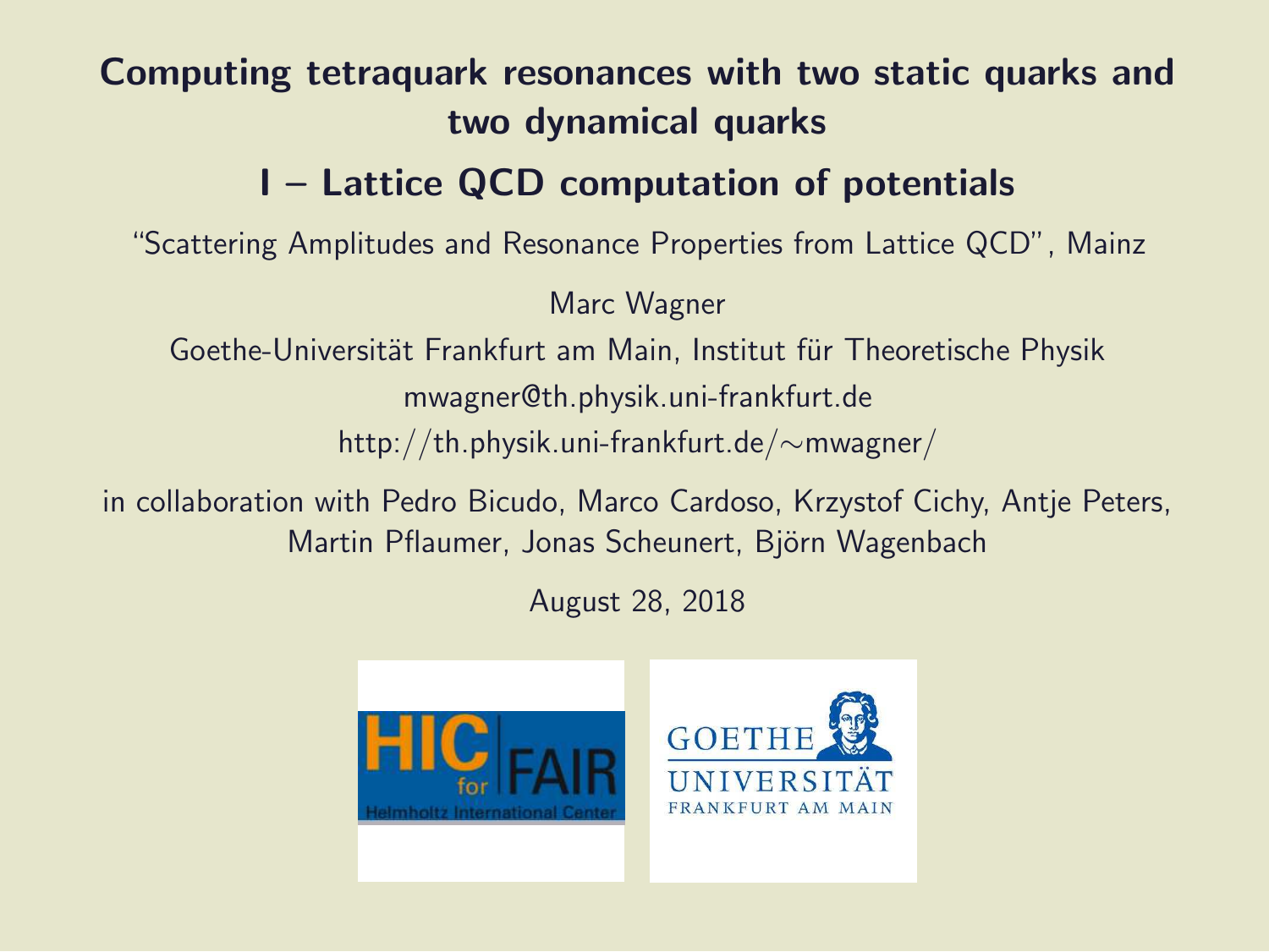# Computing tetraquark resonances with two static quarks and two dynamical quarks

## I – Lattice QCD computation of potentials

"Scattering Amplitudes and Resonance Properties from Lattice QCD", Mainz

Marc Wagner

Goethe-Universität Frankfurt am Main, Institut für Theoretische Physik

mwagner@th.physik.uni-frankfurt.de

http://th.physik.uni-frankfurt.de/∼mwagner/

in collaboration with Pedro Bicudo, Marco Cardoso, Krzystof Cichy, Antje Peters, Martin Pflaumer, Jonas Scheunert, Björn Wagenbach

August 28, 2018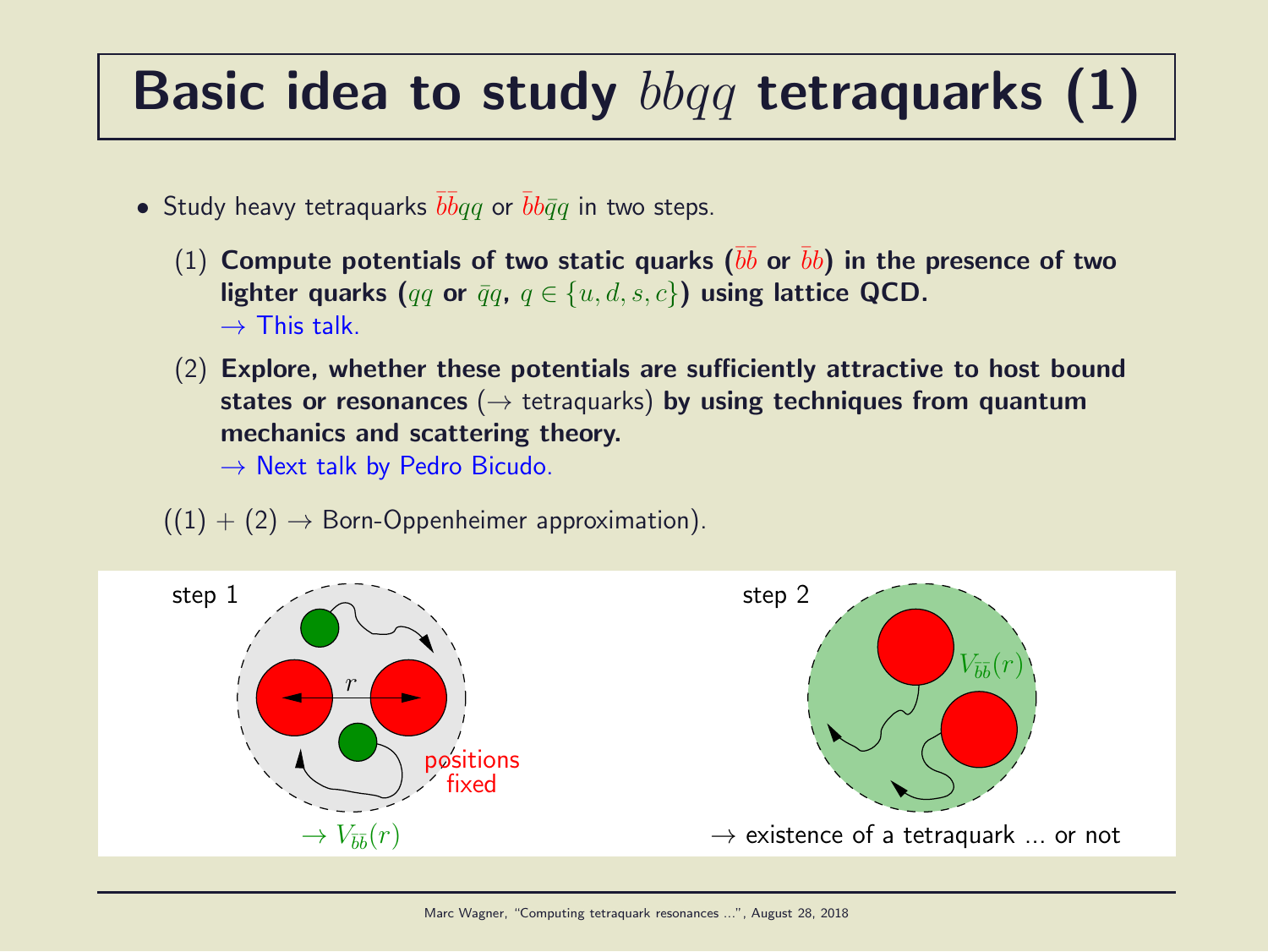# Basic idea to study $bbqq$ tetraquarks (1)

- Study heavy tetraquarks $\bar{b}\bar{b}qq$ or $\bar{b}b\bar{q}q$ in two steps.

  (1) **Compute potentials of two static quarks ($\bar{b}\bar{b}$ or $\bar{b}b$) in the presence of two lighter quarks ($qq$ or $\bar{q}q$, $q \in \{u, d, s, c\}$) using lattice QCD.**
  $\rightarrow$ This talk.

  (2) **Explore, whether these potentials are sufficiently attractive to host bound states or resonances** ($\rightarrow$ tetraquarks) **by using techniques from quantum mechanics and scattering theory.**
  $\rightarrow$ Next talk by Pedro Bicudo.

((1) + (2) $\rightarrow$ Born-Oppenheimer approximation).

step 1

$r$

positions fixed

$\rightarrow V_{\bar{b}\bar{b}}(r)$

step 2

$V_{\bar{b}\bar{b}}(r)$

$\rightarrow$ existence of a tetraquark ... or not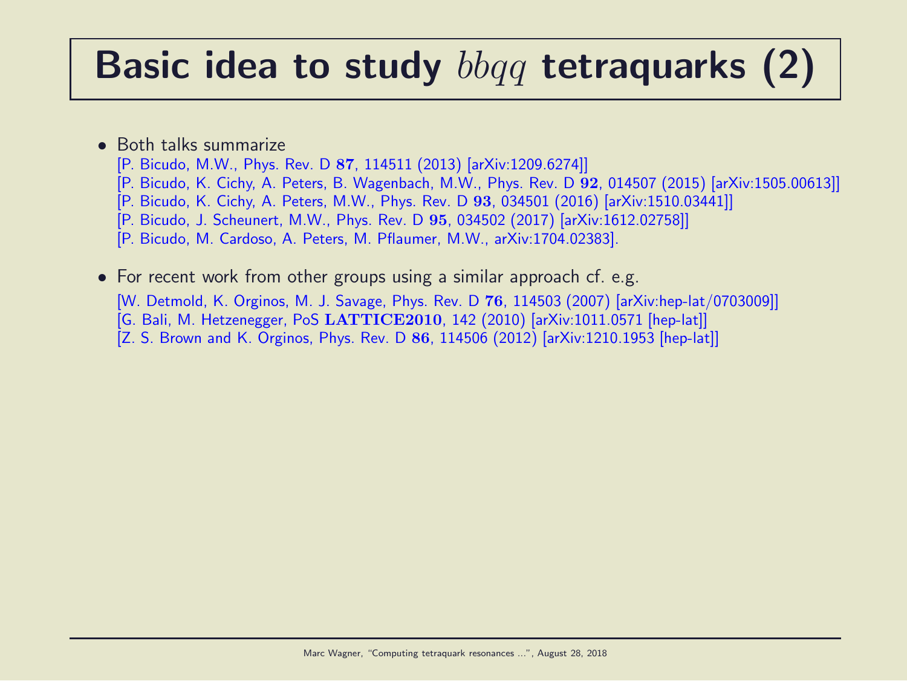# Basic idea to study $bbqq$ tetraquarks (2)

- Both talks summarize
  [P. Bicudo, M.W., Phys. Rev. D **87**, 114511 (2013) [arXiv:1209.6274]]
  [P. Bicudo, K. Cichy, A. Peters, B. Wagenbach, M.W., Phys. Rev. D **92**, 014507 (2015) [arXiv:1505.00613]]
  [P. Bicudo, K. Cichy, A. Peters, M.W., Phys. Rev. D **93**, 034501 (2016) [arXiv:1510.03441]]
  [P. Bicudo, J. Scheunert, M.W., Phys. Rev. D **95**, 034502 (2017) [arXiv:1612.02758]]
  [P. Bicudo, M. Cardoso, A. Peters, M. Pflaumer, M.W., arXiv:1704.02383].

- For recent work from other groups using a similar approach cf. e.g.
  [W. Detmold, K. Orginos, M. J. Savage, Phys. Rev. D **76**, 114503 (2007) [arXiv:hep-lat/0703009]]
  [G. Bali, M. Hetzenegger, PoS **LATTICE2010**, 142 (2010) [arXiv:1011.0571 [hep-lat]]
  [Z. S. Brown and K. Orginos, Phys. Rev. D **86**, 114506 (2012) [arXiv:1210.1953 [hep-lat]]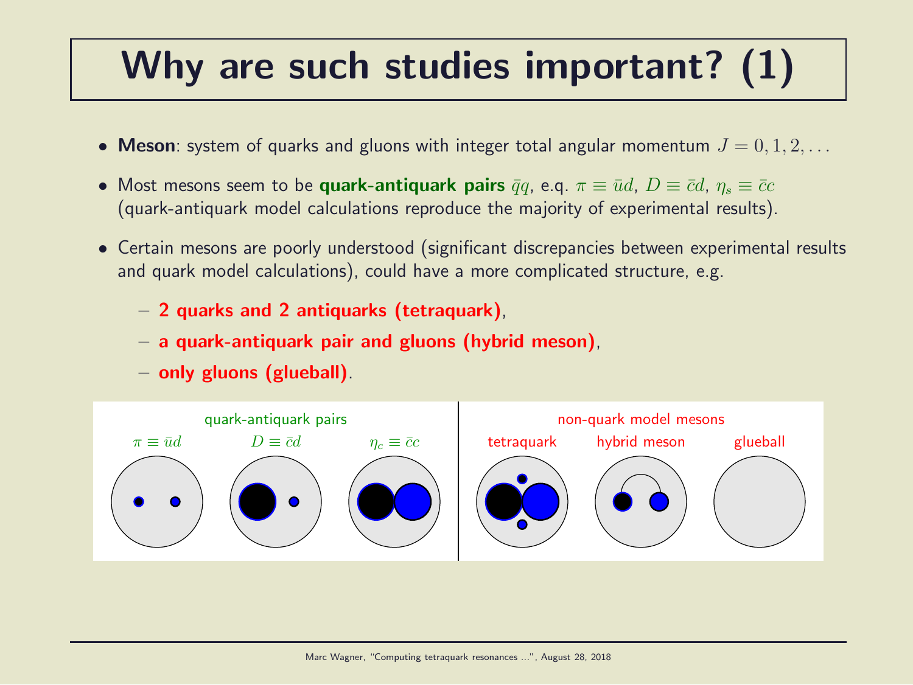# Why are such studies important? (1)

- **Meson**: system of quarks and gluons with integer total angular momentum $J = 0, 1, 2, \ldots$
- Most mesons seem to be **quark-antiquark pairs** $\bar{q}q$, e.g. $\pi \equiv \bar{u}d$, $D \equiv \bar{c}d$, $\eta_s \equiv \bar{c}c$ (quark-antiquark model calculations reproduce the majority of experimental results).
- Certain mesons are poorly understood (significant discrepancies between experimental results and quark model calculations), could have a more complicated structure, e.g.
  - **2 quarks and 2 antiquarks (tetraquark)**,
  - **a quark-antiquark pair and gluons (hybrid meson)**,
  - **only gluons (glueball)**.

quark-antiquark pairs: $\pi \equiv \bar{u}d$, $D \equiv \bar{c}d$, $\eta_c \equiv \bar{c}c$

non-quark model mesons: tetraquark, hybrid meson, glueball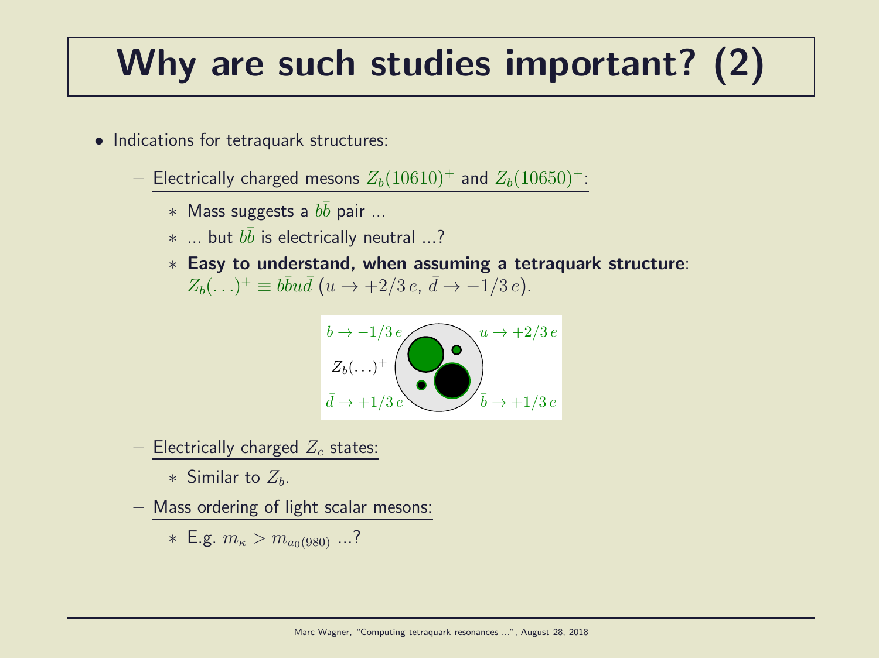# Why are such studies important? (2)

- Indications for tetraquark structures:
  - Electrically charged mesons $Z_b(10610)^+$ and $Z_b(10650)^+$:
    - Mass suggests a $b\bar{b}$ pair ...
    - ... but $b\bar{b}$ is electrically neutral ...?
    - **Easy to understand, when assuming a tetraquark structure**: $Z_b(\ldots)^+ \equiv b\bar{b}u\bar{d}$ ($u \rightarrow +2/3\,e$, $\bar{d} \rightarrow -1/3\,e$).

$b \rightarrow -1/3\,e$ $u \rightarrow +2/3\,e$ $Z_b(\ldots)^+$ $\bar{d} \rightarrow +1/3\,e$ $\bar{b} \rightarrow +1/3\,e$

  - Electrically charged $Z_c$ states:
    - Similar to $Z_b$.
  - Mass ordering of light scalar mesons:
    - E.g. $m_\kappa > m_{a_0(980)}$ ...?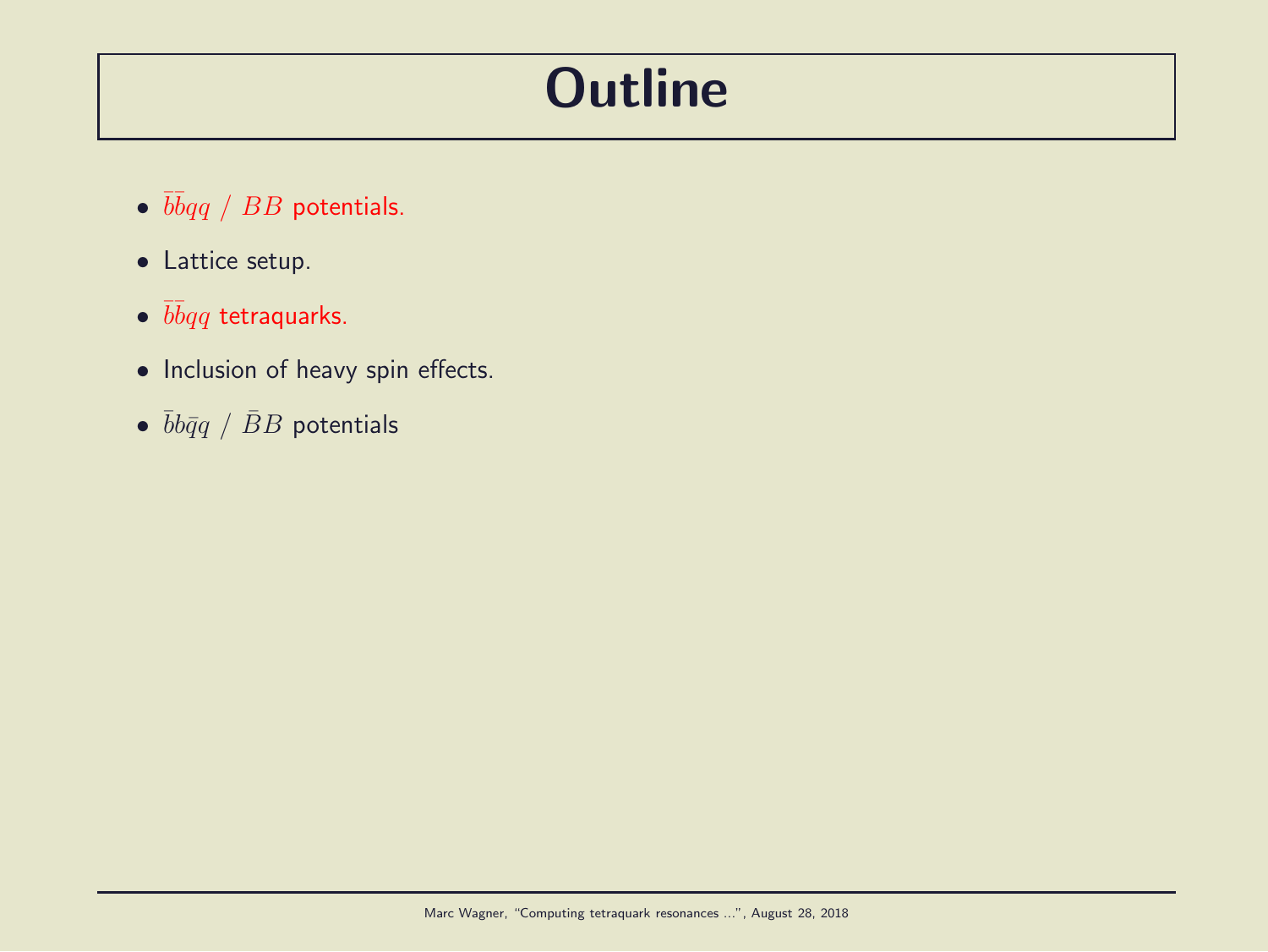# Outline

- $\bar{b}\bar{b}qq$ / $BB$ potentials.
- Lattice setup.
- $\bar{b}\bar{b}qq$ tetraquarks.
- Inclusion of heavy spin effects.
- $\bar{b}b\bar{q}q$ / $\bar{B}B$ potentials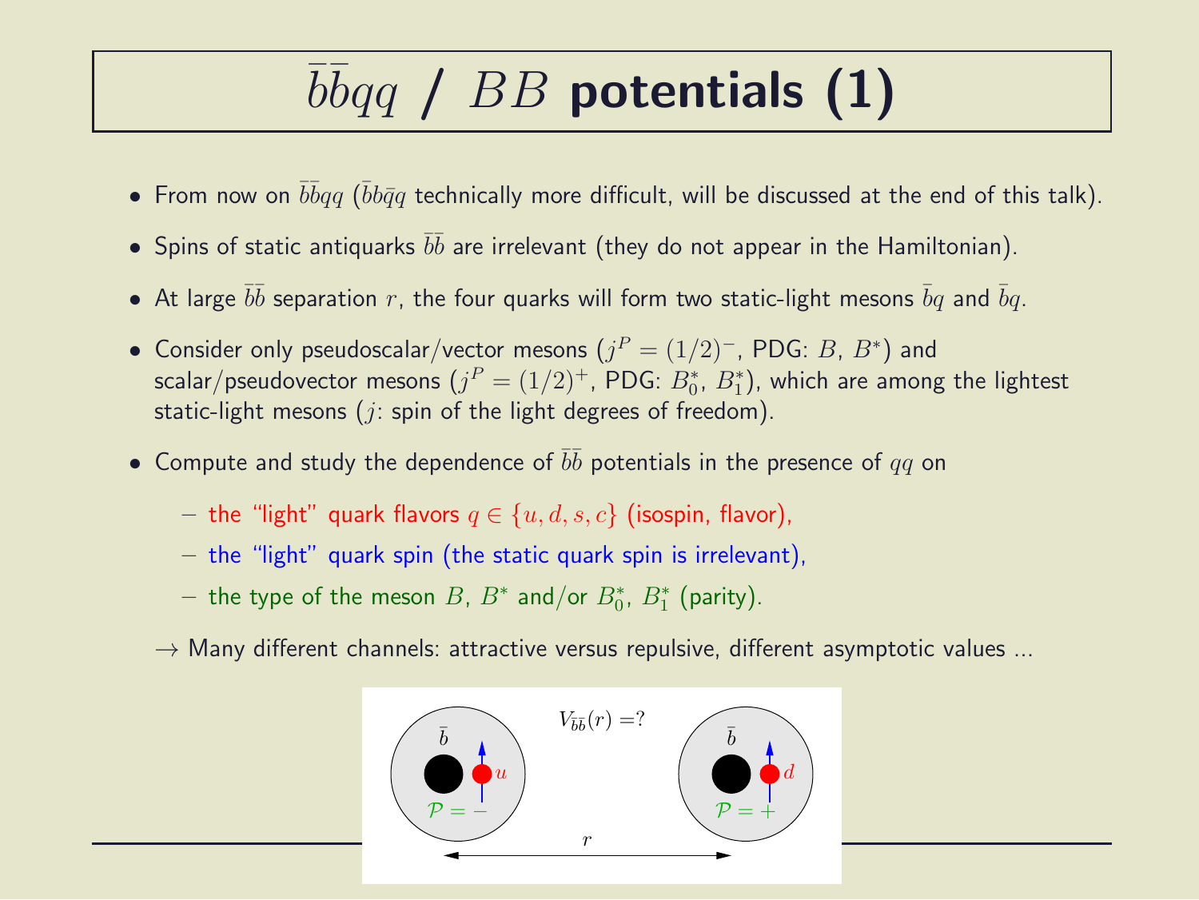# $\bar{b}\bar{b}qq$ / $BB$ potentials (1)

- From now on $\bar{b}\bar{b}qq$ ($\bar{b}b\bar{q}q$ technically more difficult, will be discussed at the end of this talk).
- Spins of static antiquarks $\bar{b}\bar{b}$ are irrelevant (they do not appear in the Hamiltonian).
- At large $\bar{b}\bar{b}$ separation $r$, the four quarks will form two static-light mesons $\bar{b}q$ and $\bar{b}q$.
- Consider only pseudoscalar/vector mesons ($j^P = (1/2)^-$, PDG: $B$, $B^*$) and scalar/pseudovector mesons ($j^P = (1/2)^+$, PDG: $B_0^*$, $B_1^*$), which are among the lightest static-light mesons ($j$: spin of the light degrees of freedom).
- Compute and study the dependence of $\bar{b}\bar{b}$ potentials in the presence of $qq$ on
  - the "light" quark flavors $q \in \{u, d, s, c\}$ (isospin, flavor),
  - the "light" quark spin (the static quark spin is irrelevant),
  - the type of the meson $B$, $B^*$ and/or $B_0^*$, $B_1^*$ (parity).

  $\rightarrow$ Many different channels: attractive versus repulsive, different asymptotic values ...

$V_{\bar{b}\bar{b}}(r) = ?$

$\bar{b}$ $u$ $\mathcal{P} = -$ $\bar{b}$ $d$ $\mathcal{P} = +$ $r$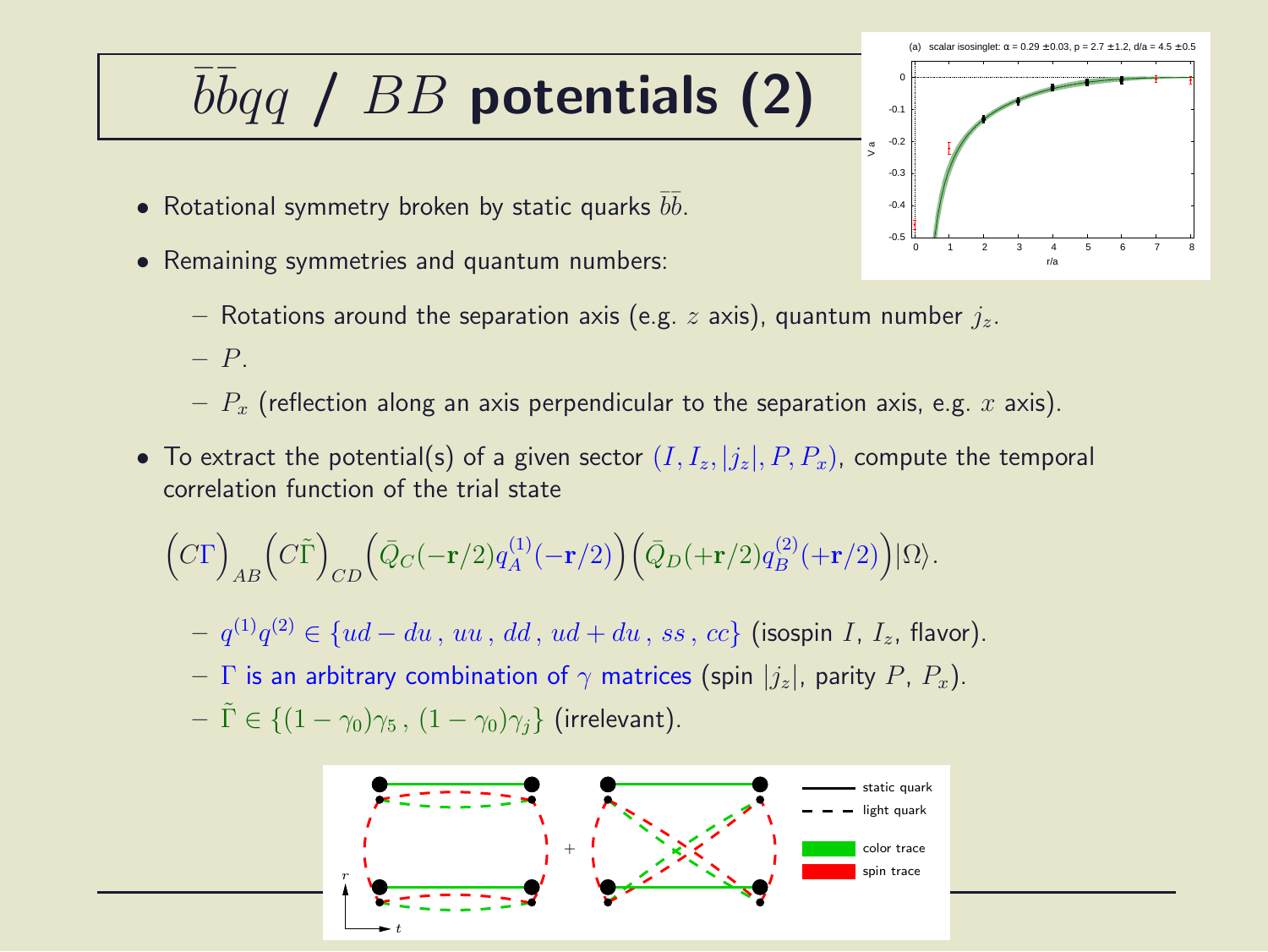# $\bar{b}\bar{b}qq$ / $BB$ potentials (2)

- Rotational symmetry broken by static quarks $\bar{b}\bar{b}$.
- Remaining symmetries and quantum numbers:
  - Rotations around the separation axis (e.g. $z$ axis), quantum number $j_z$.
  - $P$.
  - $P_x$ (reflection along an axis perpendicular to the separation axis, e.g. $x$ axis).
- To extract the potential(s) of a given sector $(I, I_z, |j_z|, P, P_x)$, compute the temporal correlation function of the trial state

$$\Big(C\Gamma\Big)_{AB}\Big(C\tilde{\Gamma}\Big)_{CD}\Big(\bar{Q}_C(-\mathbf{r}/2)q_A^{(1)}(-\mathbf{r}/2)\Big)\Big(\bar{Q}_D(+\mathbf{r}/2)q_B^{(2)}(+\mathbf{r}/2)\Big)|\Omega\rangle.$$

  - $q^{(1)}q^{(2)} \in \{ud - du\,,\, uu\,,\, dd\,,\, ud + du\,,\, ss\,,\, cc\}$ (isospin $I$, $I_z$, flavor).
  - $\Gamma$ is an arbitrary combination of $\gamma$ matrices (spin $|j_z|$, parity $P$, $P_x$).
  - $\tilde{\Gamma} \in \{(1 - \gamma_0)\gamma_5\,,\, (1 - \gamma_0)\gamma_j\}$ (irrelevant).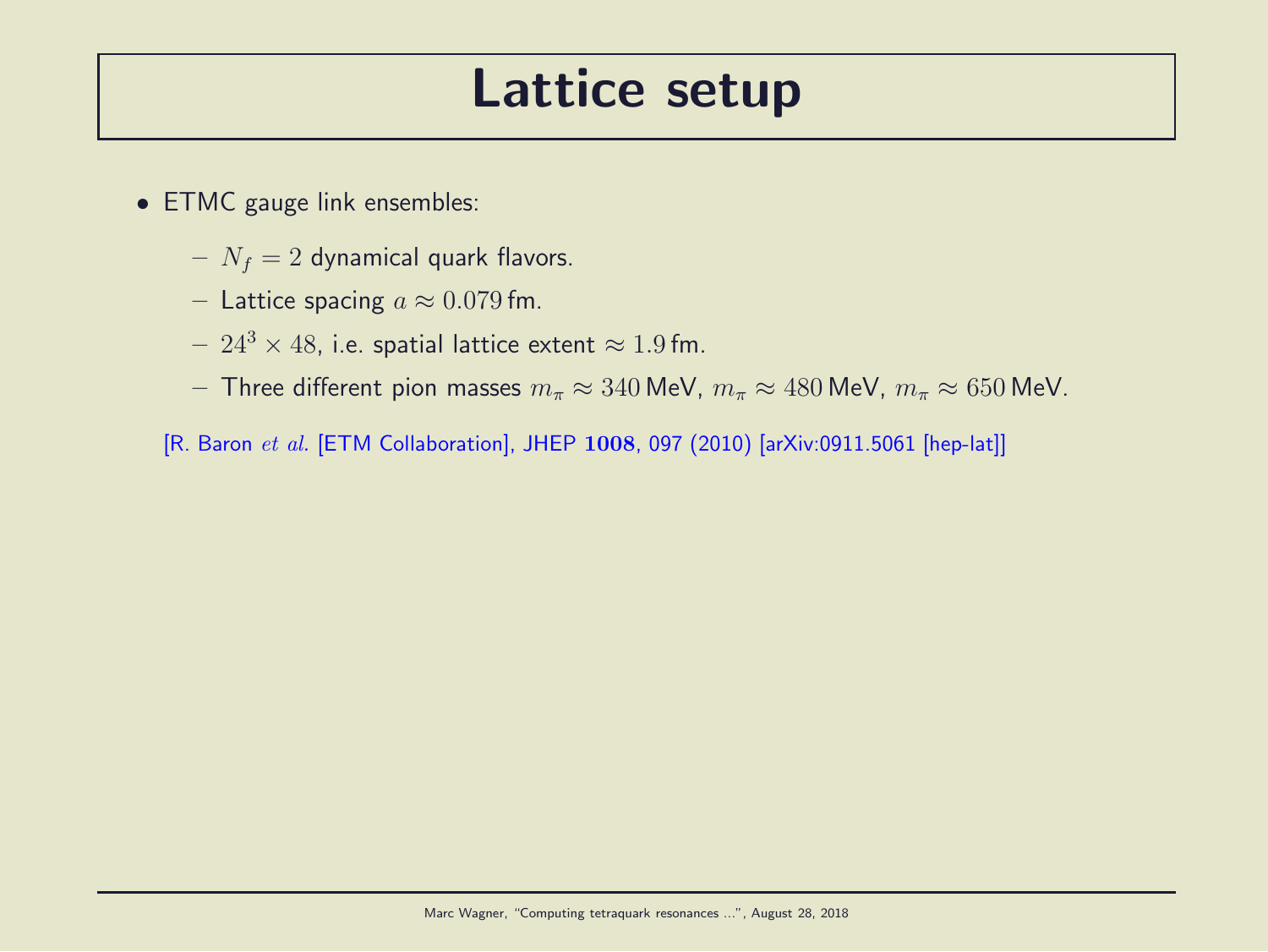# Lattice setup

- ETMC gauge link ensembles:
  - $N_f = 2$ dynamical quark flavors.
  - Lattice spacing $a \approx 0.079\,\text{fm}$.
  - $24^3 \times 48$, i.e. spatial lattice extent $\approx 1.9\,\text{fm}$.
  - Three different pion masses $m_\pi \approx 340\,\text{MeV}$, $m_\pi \approx 480\,\text{MeV}$, $m_\pi \approx 650\,\text{MeV}$.

[R. Baron *et al.* [ETM Collaboration], JHEP **1008**, 097 (2010) [arXiv:0911.5061 [hep-lat]]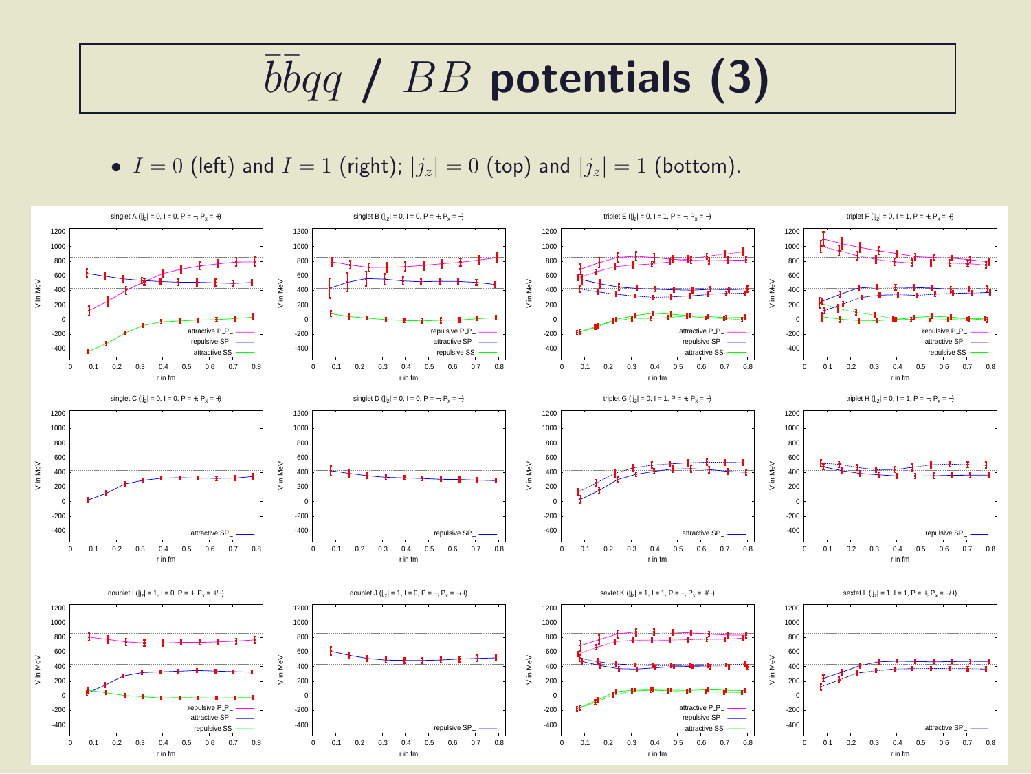# $\bar{b}\bar{b}qq$ / $BB$ potentials (3)

- $I = 0$ (left) and $I = 1$ (right); $|j_z| = 0$ (top) and $|j_z| = 1$ (bottom).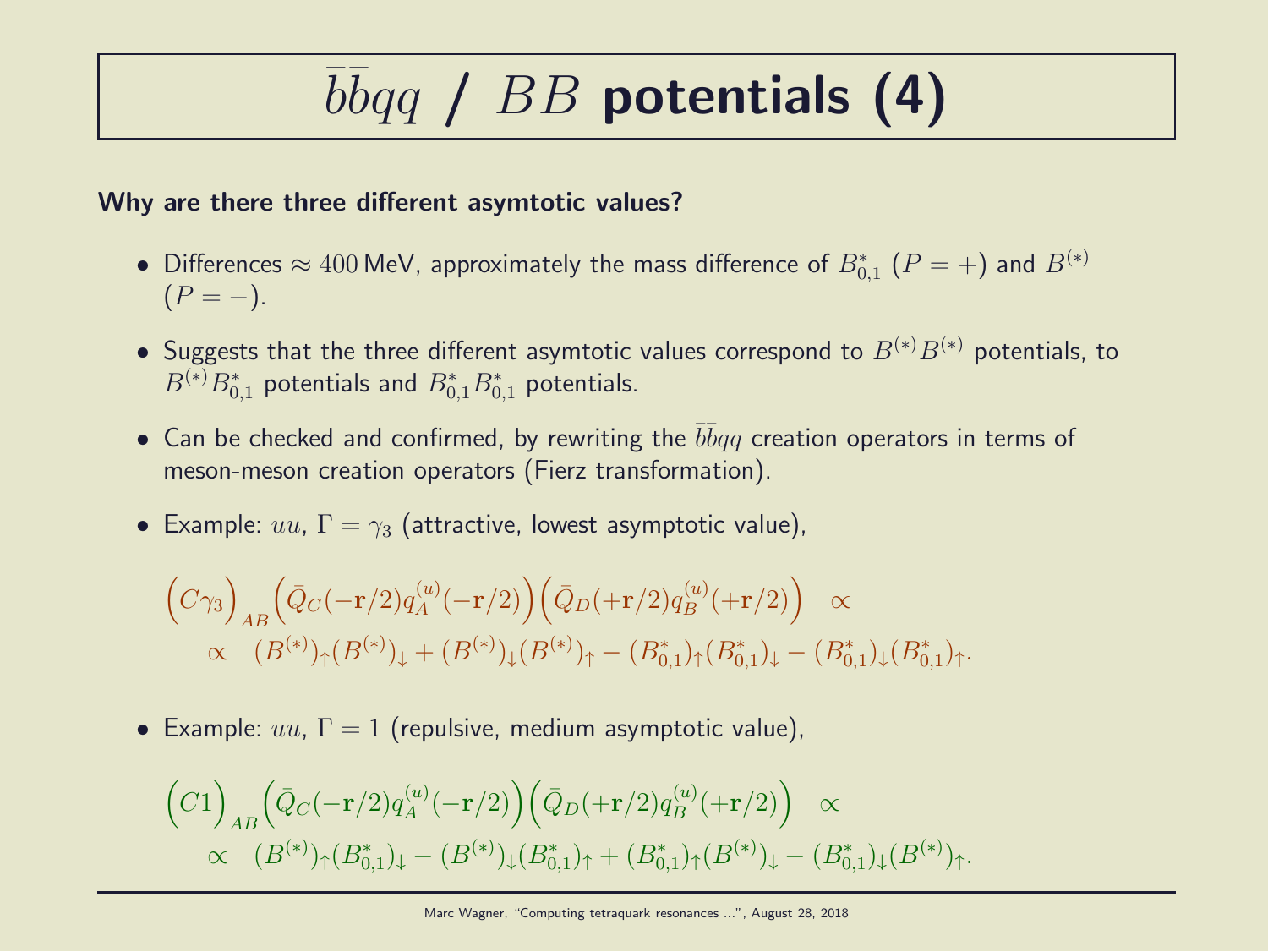# $\bar{b}\bar{b}qq$ / $BB$ potentials (4)

**Why are there three different asymtotic values?**

- Differences $\approx 400\,\text{MeV}$, approximately the mass difference of $B^*_{0,1}$ ($P = +$) and $B^{(*)}$ ($P = -$).
- Suggests that the three different asymtotic values correspond to $B^{(*)}B^{(*)}$ potentials, to $B^{(*)}B^*_{0,1}$ potentials and $B^*_{0,1}B^*_{0,1}$ potentials.
- Can be checked and confirmed, by rewriting the $\bar{b}\bar{b}qq$ creation operators in terms of meson-meson creation operators (Fierz transformation).
- Example: $uu$, $\Gamma = \gamma_3$ (attractive, lowest asymptotic value),

$$\Big(C\gamma_3\Big)_{AB}\Big(\bar{Q}_C(-\mathbf{r}/2)q_A^{(u)}(-\mathbf{r}/2)\Big)\Big(\bar{Q}_D(+\mathbf{r}/2)q_B^{(u)}(+\mathbf{r}/2)\Big) \quad \propto$$
$$\propto \quad (B^{(*)})_\uparrow(B^{(*)})_\downarrow + (B^{(*)})_\downarrow(B^{(*)})_\uparrow - (B^*_{0,1})_\uparrow(B^*_{0,1})_\downarrow - (B^*_{0,1})_\downarrow(B^*_{0,1})_\uparrow.$$

- Example: $uu$, $\Gamma = 1$ (repulsive, medium asymptotic value),

$$\Big(C1\Big)_{AB}\Big(\bar{Q}_C(-\mathbf{r}/2)q_A^{(u)}(-\mathbf{r}/2)\Big)\Big(\bar{Q}_D(+\mathbf{r}/2)q_B^{(u)}(+\mathbf{r}/2)\Big) \quad \propto$$
$$\propto \quad (B^{(*)})_\uparrow(B^*_{0,1})_\downarrow - (B^{(*)})_\downarrow(B^*_{0,1})_\uparrow + (B^*_{0,1})_\uparrow(B^{(*)})_\downarrow - (B^*_{0,1})_\downarrow(B^{(*)})_\uparrow.$$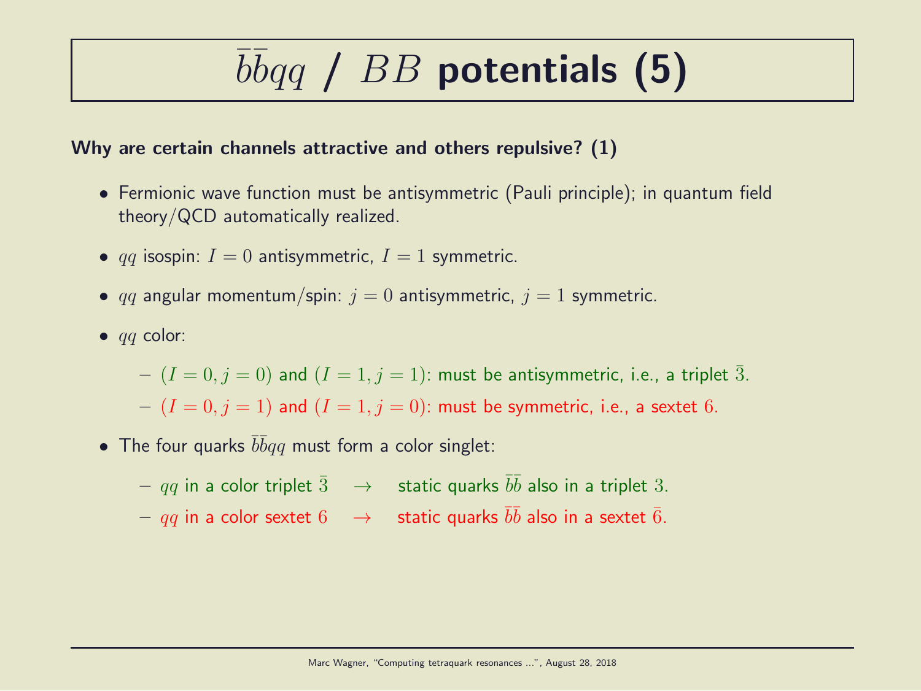# $\bar{b}\bar{b}qq$ / $BB$ potentials (5)

**Why are certain channels attractive and others repulsive? (1)**

- Fermionic wave function must be antisymmetric (Pauli principle); in quantum field theory/QCD automatically realized.
- $qq$ isospin: $I = 0$ antisymmetric, $I = 1$ symmetric.
- $qq$ angular momentum/spin: $j = 0$ antisymmetric, $j = 1$ symmetric.
- $qq$ color:
  - $(I = 0, j = 0)$ and $(I = 1, j = 1)$: must be antisymmetric, i.e., a triplet $\bar{3}$.
  - $(I = 0, j = 1)$ and $(I = 1, j = 0)$: must be symmetric, i.e., a sextet $6$.
- The four quarks $\bar{b}\bar{b}qq$ must form a color singlet:
  - $qq$ in a color triplet $\bar{3}$ $\rightarrow$ static quarks $\bar{b}\bar{b}$ also in a triplet $3$.
  - $qq$ in a color sextet $6$ $\rightarrow$ static quarks $\bar{b}\bar{b}$ also in a sextet $\bar{6}$.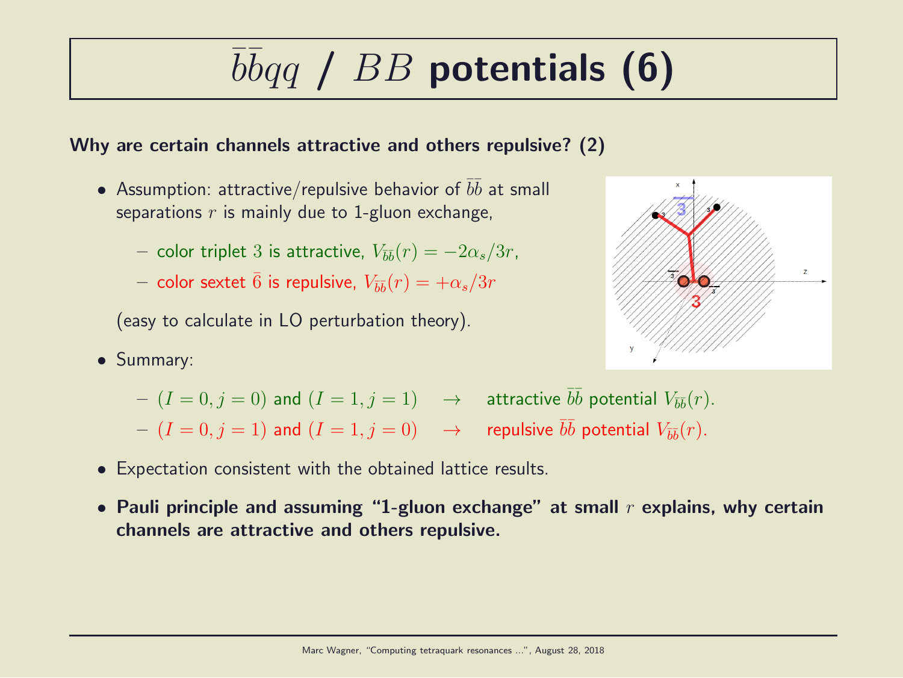# $\bar{b}\bar{b}qq$ / $BB$ potentials (6)

**Why are certain channels attractive and others repulsive? (2)**

- Assumption: attractive/repulsive behavior of $\bar{b}\bar{b}$ at small separations $r$ is mainly due to 1-gluon exchange,
  - color triplet $3$ is attractive, $V_{\bar{b}\bar{b}}(r) = -2\alpha_s/3r$,
  - color sextet $\bar{6}$ is repulsive, $V_{\bar{b}\bar{b}}(r) = +\alpha_s/3r$

  (easy to calculate in LO perturbation theory).

- Summary:
  - $(I = 0, j = 0)$ and $(I = 1, j = 1)$ $\rightarrow$ attractive $\bar{b}\bar{b}$ potential $V_{\bar{b}\bar{b}}(r)$.
  - $(I = 0, j = 1)$ and $(I = 1, j = 0)$ $\rightarrow$ repulsive $\bar{b}\bar{b}$ potential $V_{\bar{b}\bar{b}}(r)$.

- Expectation consistent with the obtained lattice results.

- **Pauli principle and assuming "1-gluon exchange" at small $r$ explains, why certain channels are attractive and others repulsive.**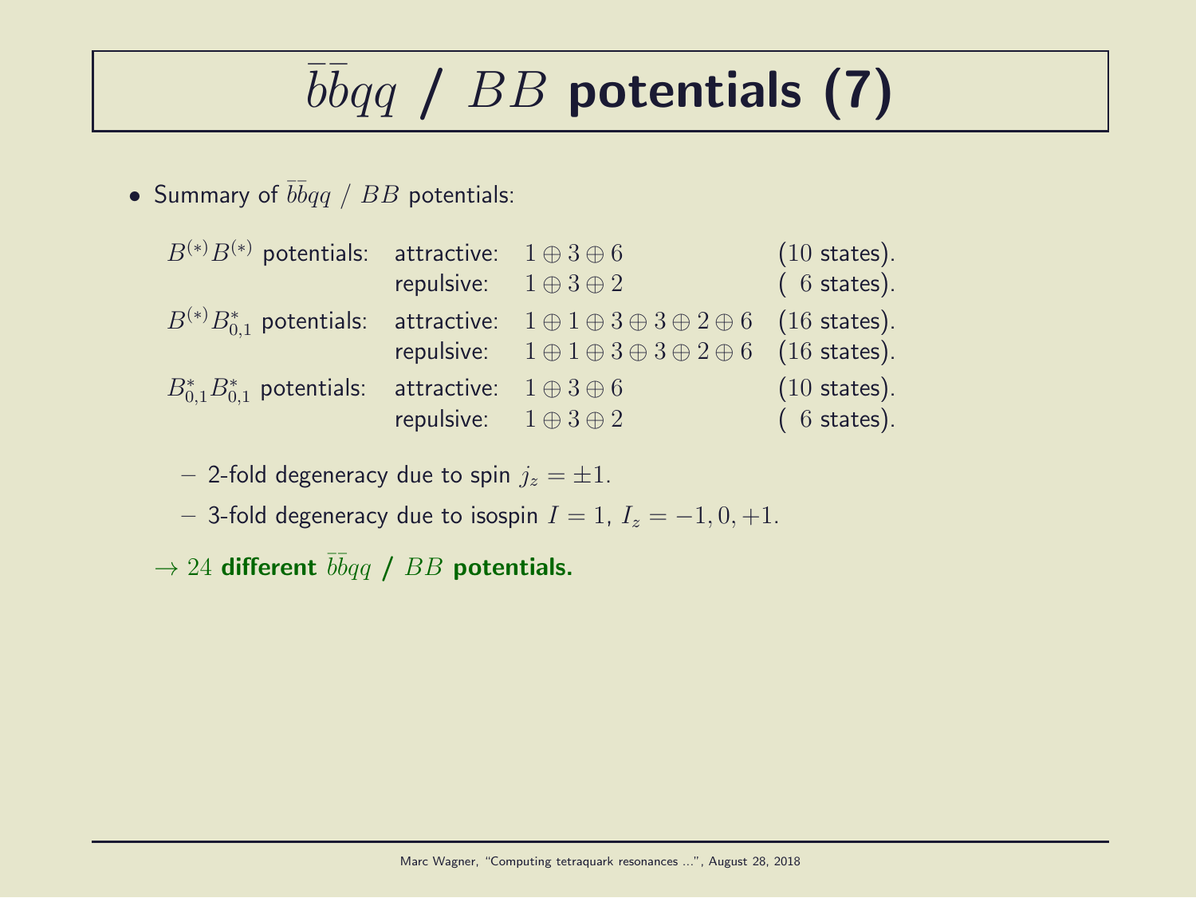# $\bar{b}\bar{b}qq$ / $BB$ potentials (7)

- Summary of $\bar{b}\bar{b}qq$ / $BB$ potentials:

| | | | |
|---|---|---|---|
| $B^{(*)}B^{(*)}$ potentials: | attractive: | $1 \oplus 3 \oplus 6$ | (10 states). |
| | repulsive: | $1 \oplus 3 \oplus 2$ | ( 6 states). |
| $B^{(*)}B^*_{0,1}$ potentials: | attractive: | $1 \oplus 1 \oplus 3 \oplus 3 \oplus 2 \oplus 6$ | (16 states). |
| | repulsive: | $1 \oplus 1 \oplus 3 \oplus 3 \oplus 2 \oplus 6$ | (16 states). |
| $B^*_{0,1}B^*_{0,1}$ potentials: | attractive: | $1 \oplus 3 \oplus 6$ | (10 states). |
| | repulsive: | $1 \oplus 3 \oplus 2$ | ( 6 states). |

  - 2-fold degeneracy due to spin $j_z = \pm 1$.
  - 3-fold degeneracy due to isospin $I = 1$, $I_z = -1, 0, +1$.

$\rightarrow$ 24 **different $\bar{b}\bar{b}qq$ / $BB$ potentials.**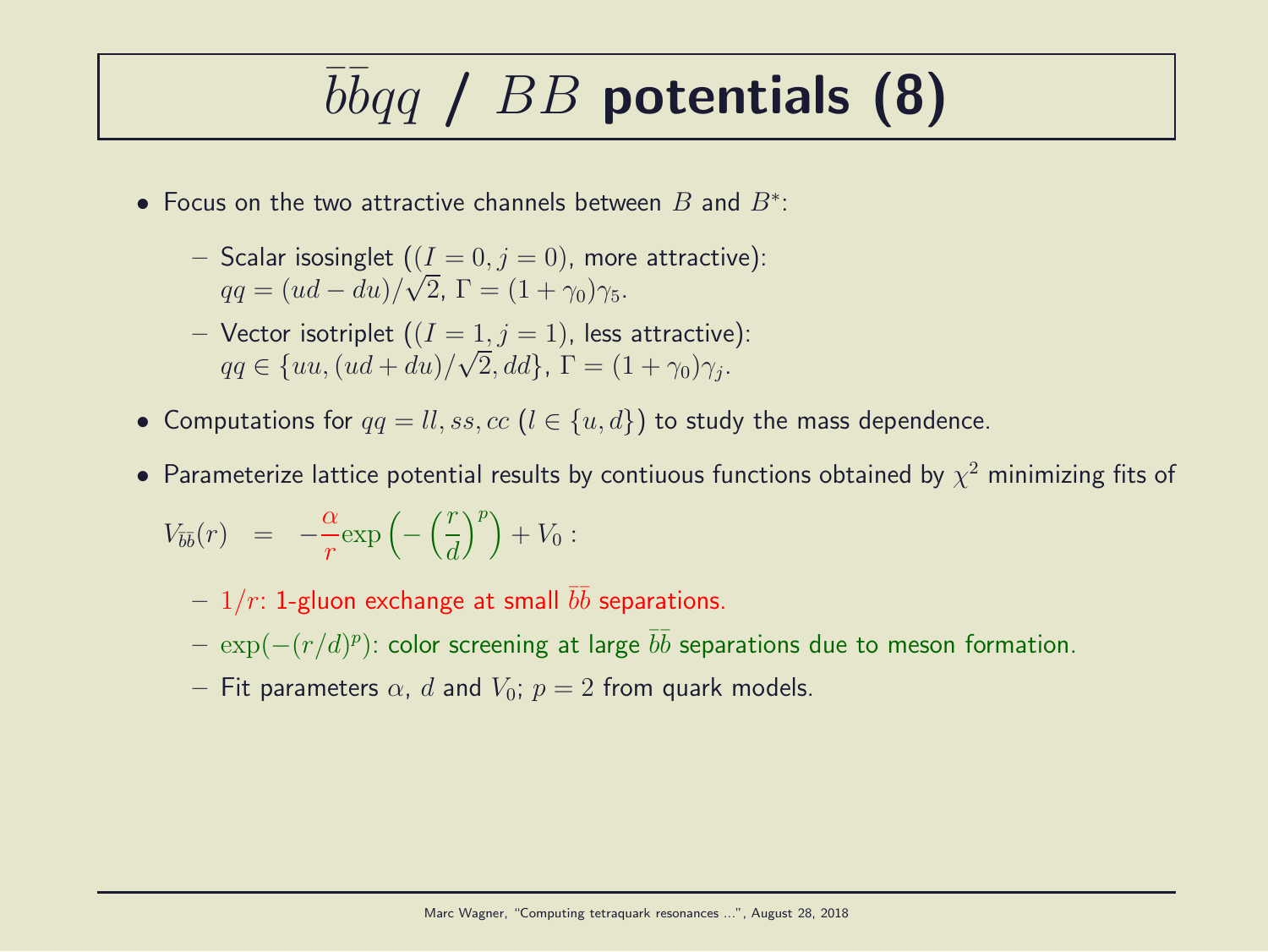# $\bar{b}\bar{b}qq$ / $BB$ potentials (8)

- Focus on the two attractive channels between $B$ and $B^*$:
  - Scalar isosinglet ($(I = 0, j = 0)$, more attractive):
    $qq = (ud - du)/\sqrt{2}$, $\Gamma = (1 + \gamma_0)\gamma_5$.
  - Vector isotriplet ($(I = 1, j = 1)$, less attractive):
    $qq \in \{uu, (ud + du)/\sqrt{2}, dd\}$, $\Gamma = (1 + \gamma_0)\gamma_j$.
- Computations for $qq = ll, ss, cc$ ($l \in \{u, d\}$) to study the mass dependence.
- Parameterize lattice potential results by contiuous functions obtained by $\chi^2$ minimizing fits of

$$V_{\bar{b}\bar{b}}(r) = -\frac{\alpha}{r}\exp\left(-\left(\frac{r}{d}\right)^p\right) + V_0 :$$

  - $1/r$: 1-gluon exchange at small $\bar{b}\bar{b}$ separations.
  - $\exp(-(r/d)^p)$: color screening at large $\bar{b}\bar{b}$ separations due to meson formation.
  - Fit parameters $\alpha$, $d$ and $V_0$; $p = 2$ from quark models.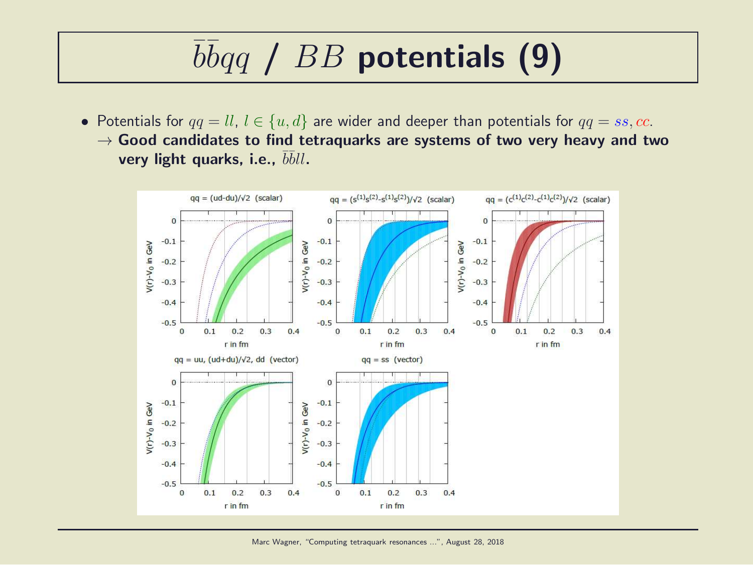# $\bar{b}\bar{b}qq$ / $BB$ potentials (9)

- Potentials for $qq = ll$, $l \in \{u, d\}$ are wider and deeper than potentials for $qq = ss, cc$.
  $\rightarrow$ **Good candidates to find tetraquarks are systems of two very heavy and two very light quarks, i.e., $\bar{b}\bar{b}ll$.**

qq = (ud-du)/√2 (scalar)

qq = $(s^{(1)}s^{(2)}-s^{(1)}s^{(2)})/\sqrt{2}$ (scalar)

qq = $(c^{(1)}c^{(2)}-c^{(1)}c^{(2)})/\sqrt{2}$ (scalar)

qq = uu, (ud+du)/√2, dd (vector)

qq = ss (vector)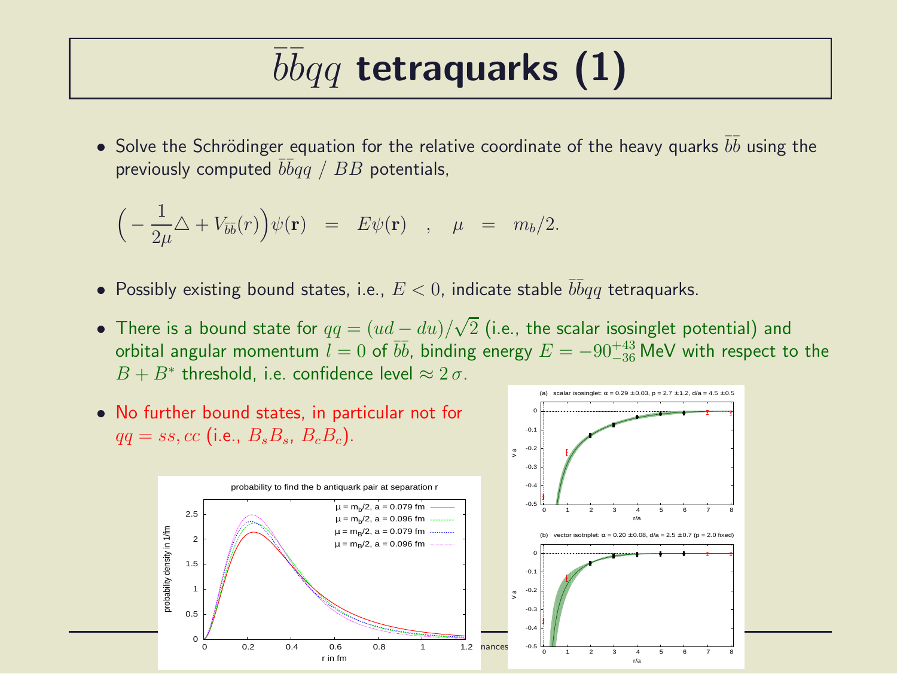# $\bar{b}\bar{b}qq$ tetraquarks (1)

- Solve the Schrödinger equation for the relative coordinate of the heavy quarks $\bar{b}\bar{b}$ using the previously computed $\bar{b}\bar{b}qq$ / $BB$ potentials,

$$\Big( - \frac{1}{2\mu} \triangle + V_{\bar{b}\bar{b}}(r) \Big) \psi(\mathbf{r}) \quad = \quad E \psi(\mathbf{r}) \quad , \quad \mu \quad = \quad m_b/2.$$

- Possibly existing bound states, i.e., $E < 0$, indicate stable $\bar{b}\bar{b}qq$ tetraquarks.
- There is a bound state for $qq = (ud - du)/\sqrt{2}$ (i.e., the scalar isosinglet potential) and orbital angular momentum $l = 0$ of $\bar{b}\bar{b}$, binding energy $E = -90^{+43}_{-36}$ MeV with respect to the $B + B^*$ threshold, i.e. confidence level $\approx 2\,\sigma$.
- No further bound states, in particular not for $qq = ss, cc$ (i.e., $B_s B_s$, $B_c B_c$).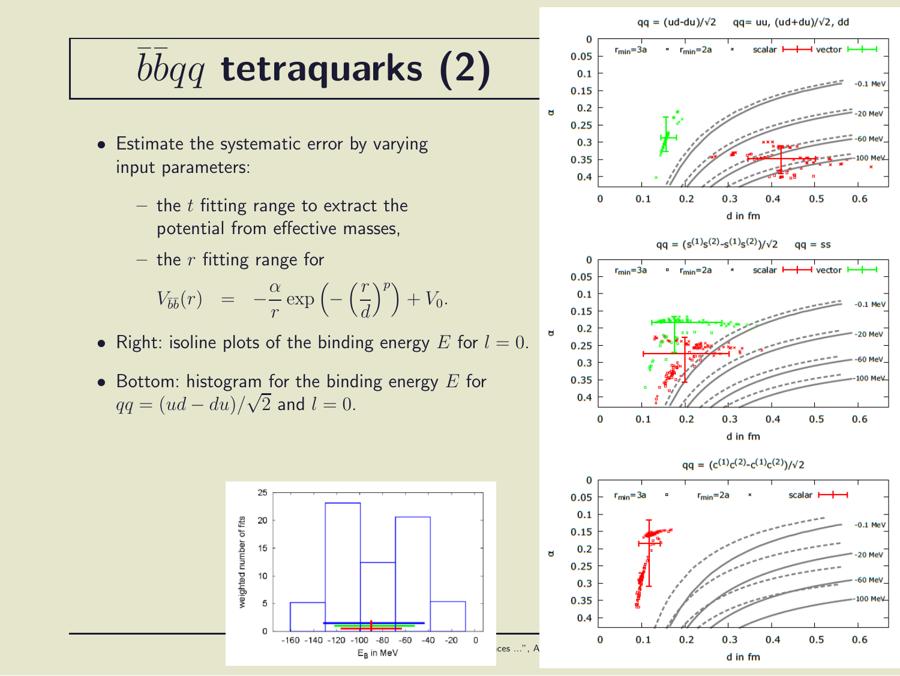# $\bar{b}\bar{b}qq$ tetraquarks (2)

- Estimate the systematic error by varying input parameters:
  - the $t$ fitting range to extract the potential from effective masses,
  - the $r$ fitting range for

$$V_{\bar{b}\bar{b}}(r) \;=\; -\frac{\alpha}{r}\exp\left(-\left(\frac{r}{d}\right)^p\right) + V_0.$$

- Right: isoline plots of the binding energy $E$ for $l = 0$.
- Bottom: histogram for the binding energy $E$ for $qq = (ud - du)/\sqrt{2}$ and $l = 0$.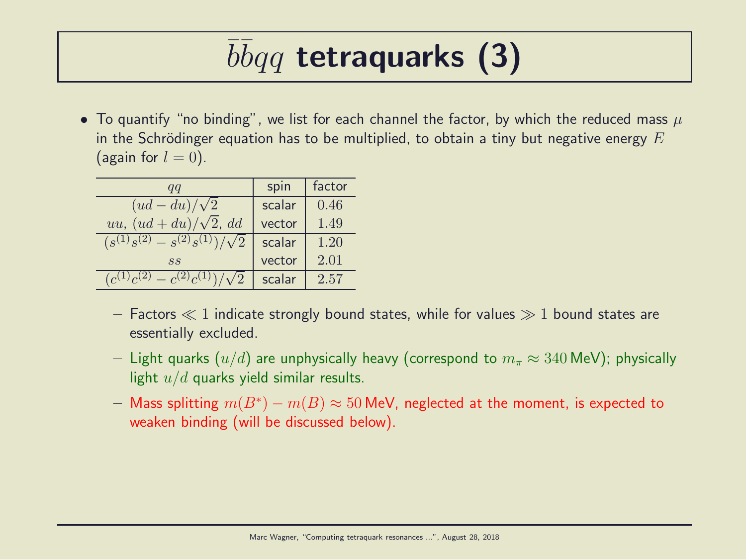# $\bar{b}\bar{b}qq$ **tetraquarks (3)**

- To quantify "no binding", we list for each channel the factor, by which the reduced mass $\mu$ in the Schrödinger equation has to be multiplied, to obtain a tiny but negative energy $E$ (again for $l = 0$).

| $qq$ | spin | factor |
|---|---|---|
| $(ud - du)/\sqrt{2}$ | scalar | $0.46$ |
| $uu$, $(ud + du)/\sqrt{2}$, $dd$ | vector | $1.49$ |
| $(s^{(1)}s^{(2)} - s^{(2)}s^{(1)})/\sqrt{2}$ | scalar | $1.20$ |
| $ss$ | vector | $2.01$ |
| $(c^{(1)}c^{(2)} - c^{(2)}c^{(1)})/\sqrt{2}$ | scalar | $2.57$ |

  - Factors $\ll 1$ indicate strongly bound states, while for values $\gg 1$ bound states are essentially excluded.
  - Light quarks ($u/d$) are unphysically heavy (correspond to $m_\pi \approx 340$ MeV); physically light $u/d$ quarks yield similar results.
  - Mass splitting $m(B^*) - m(B) \approx 50$ MeV, neglected at the moment, is expected to weaken binding (will be discussed below).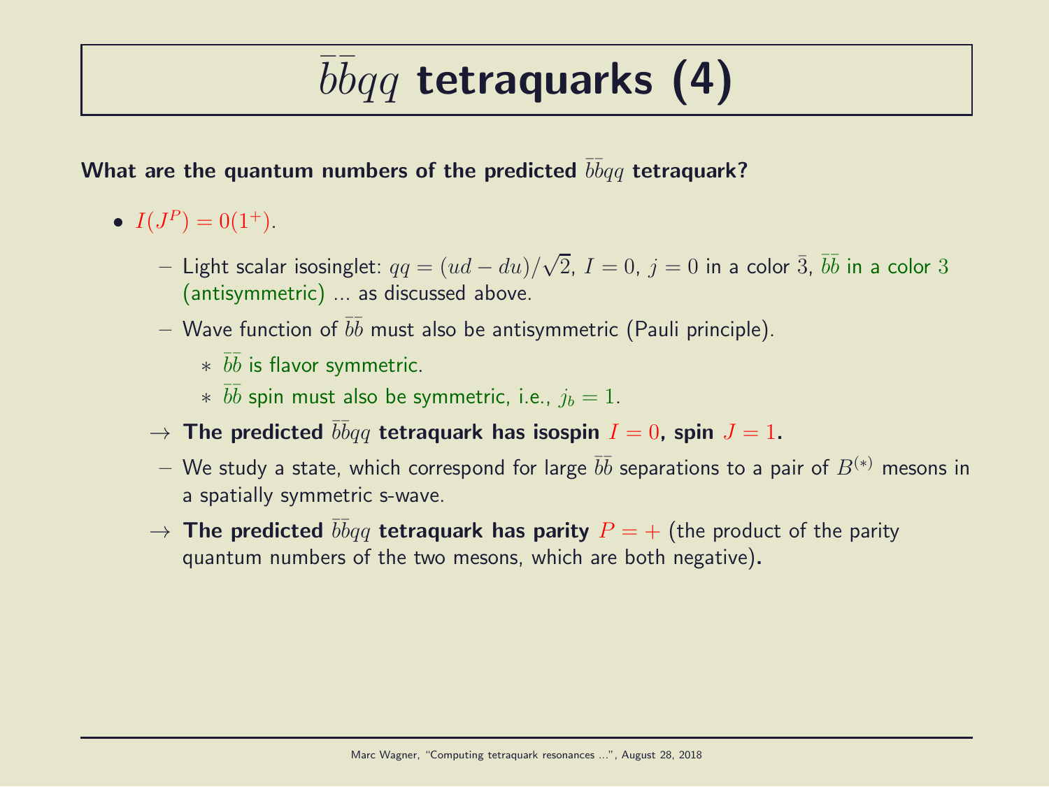# $\bar{b}\bar{b}qq$ tetraquarks (4)

**What are the quantum numbers of the predicted $\bar{b}\bar{b}qq$ tetraquark?**

- $I(J^P) = 0(1^+)$.
  - Light scalar isosinglet: $qq = (ud - du)/\sqrt{2}$, $I = 0$, $j = 0$ in a color $\bar{3}$, $\bar{b}\bar{b}$ in a color $3$ (antisymmetric) ... as discussed above.
  - Wave function of $\bar{b}\bar{b}$ must also be antisymmetric (Pauli principle).
    - $\bar{b}\bar{b}$ is flavor symmetric.
    - $\bar{b}\bar{b}$ spin must also be symmetric, i.e., $j_b = 1$.

  $\rightarrow$ **The predicted $\bar{b}\bar{b}qq$ tetraquark has isospin $I = 0$, spin $J = 1$.**

  - We study a state, which correspond for large $\bar{b}\bar{b}$ separations to a pair of $B^{(*)}$ mesons in a spatially symmetric s-wave.

  $\rightarrow$ **The predicted $\bar{b}\bar{b}qq$ tetraquark has parity $P = +$** (the product of the parity quantum numbers of the two mesons, which are both negative)**.**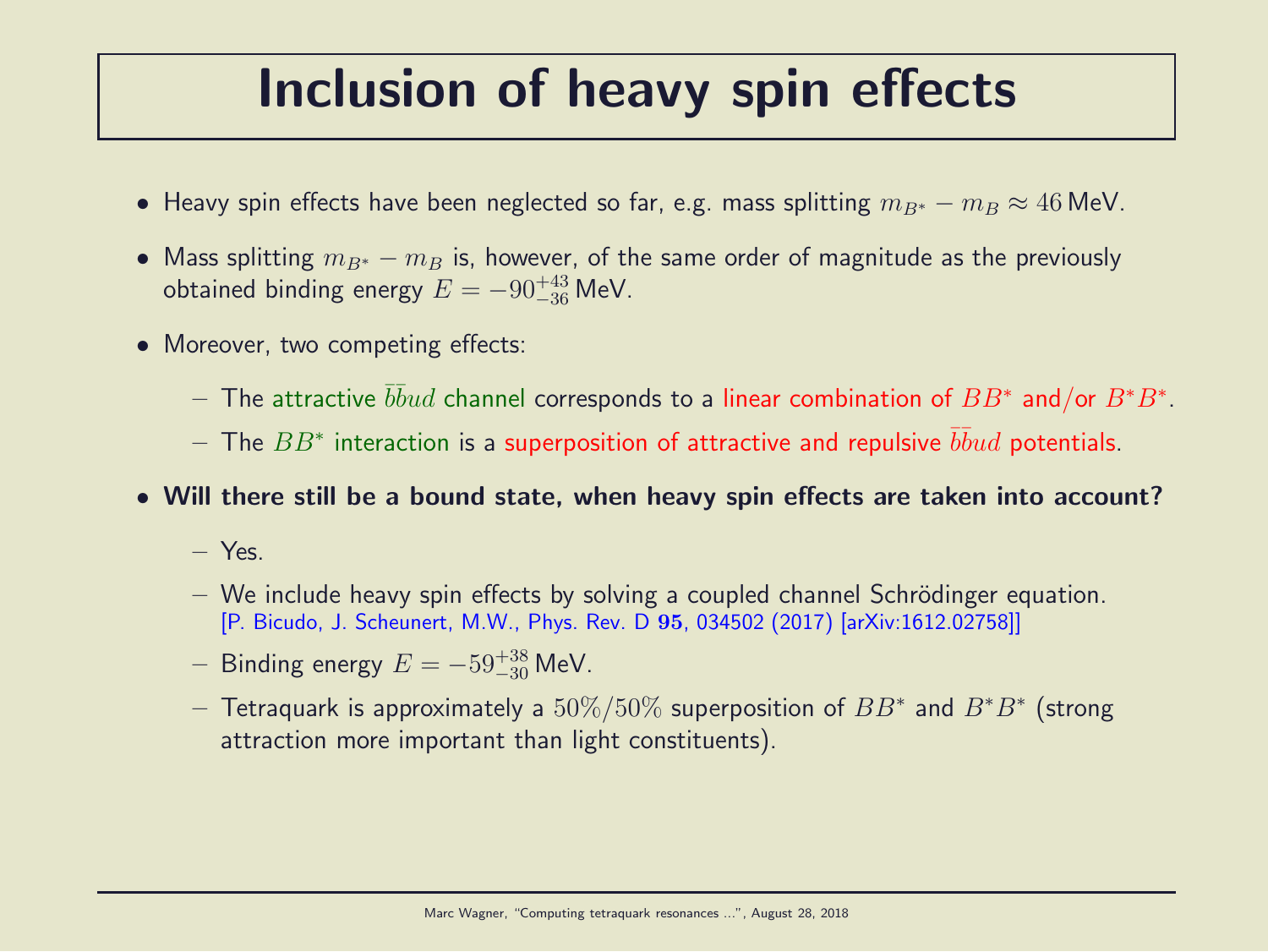# Inclusion of heavy spin effects

- Heavy spin effects have been neglected so far, e.g. mass splitting $m_{B^*} - m_B \approx 46\,\text{MeV}$.
- Mass splitting $m_{B^*} - m_B$ is, however, of the same order of magnitude as the previously obtained binding energy $E = -90^{+43}_{-36}\,\text{MeV}$.
- Moreover, two competing effects:
  - The attractive $\bar{b}\bar{b}ud$ channel corresponds to a linear combination of $BB^*$ and/or $B^*B^*$.
  - The $BB^*$ interaction is a superposition of attractive and repulsive $\bar{b}\bar{b}ud$ potentials.
- **Will there still be a bound state, when heavy spin effects are taken into account?**
  - Yes.
  - We include heavy spin effects by solving a coupled channel Schrödinger equation. [P. Bicudo, J. Scheunert, M.W., Phys. Rev. D **95**, 034502 (2017) [arXiv:1612.02758]]
  - Binding energy $E = -59^{+38}_{-30}\,\text{MeV}$.
  - Tetraquark is approximately a $50\%/50\%$ superposition of $BB^*$ and $B^*B^*$ (strong attraction more important than light constituents).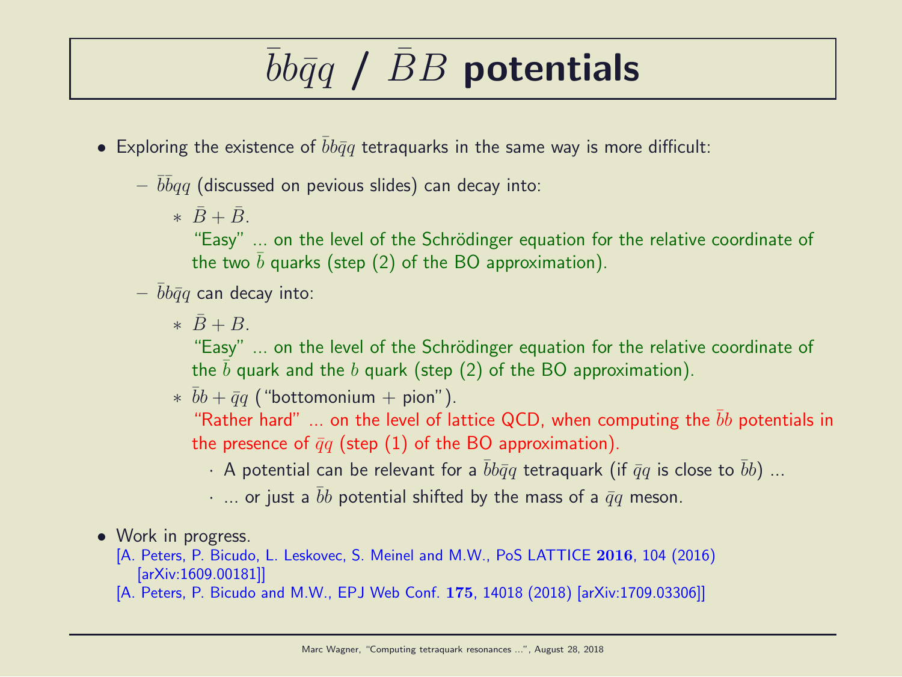# $\bar{b}b\bar{q}q$ / $\bar{B}B$ potentials

- Exploring the existence of $\bar{b}b\bar{q}q$ tetraquarks in the same way is more difficult:
  - $\bar{b}\bar{b}qq$ (discussed on pevious slides) can decay into:
    - $\bar{B} + \bar{B}$.
      "Easy" ... on the level of the Schrödinger equation for the relative coordinate of the two $\bar{b}$ quarks (step (2) of the BO approximation).
  - $\bar{b}b\bar{q}q$ can decay into:
    - $\bar{B} + B$.
      "Easy" ... on the level of the Schrödinger equation for the relative coordinate of the $\bar{b}$ quark and the $b$ quark (step (2) of the BO approximation).
    - $\bar{b}b + \bar{q}q$ ("bottomonium + pion").
      "Rather hard" ... on the level of lattice QCD, when computing the $\bar{b}b$ potentials in the presence of $\bar{q}q$ (step (1) of the BO approximation).
      - A potential can be relevant for a $\bar{b}b\bar{q}q$ tetraquark (if $\bar{q}q$ is close to $\bar{b}b$) ...
      - ... or just a $\bar{b}b$ potential shifted by the mass of a $\bar{q}q$ meson.
- Work in progress.
  [A. Peters, P. Bicudo, L. Leskovec, S. Meinel and M.W., PoS LATTICE **2016**, 104 (2016) [arXiv:1609.00181]]
  [A. Peters, P. Bicudo and M.W., EPJ Web Conf. **175**, 14018 (2018) [arXiv:1709.03306]]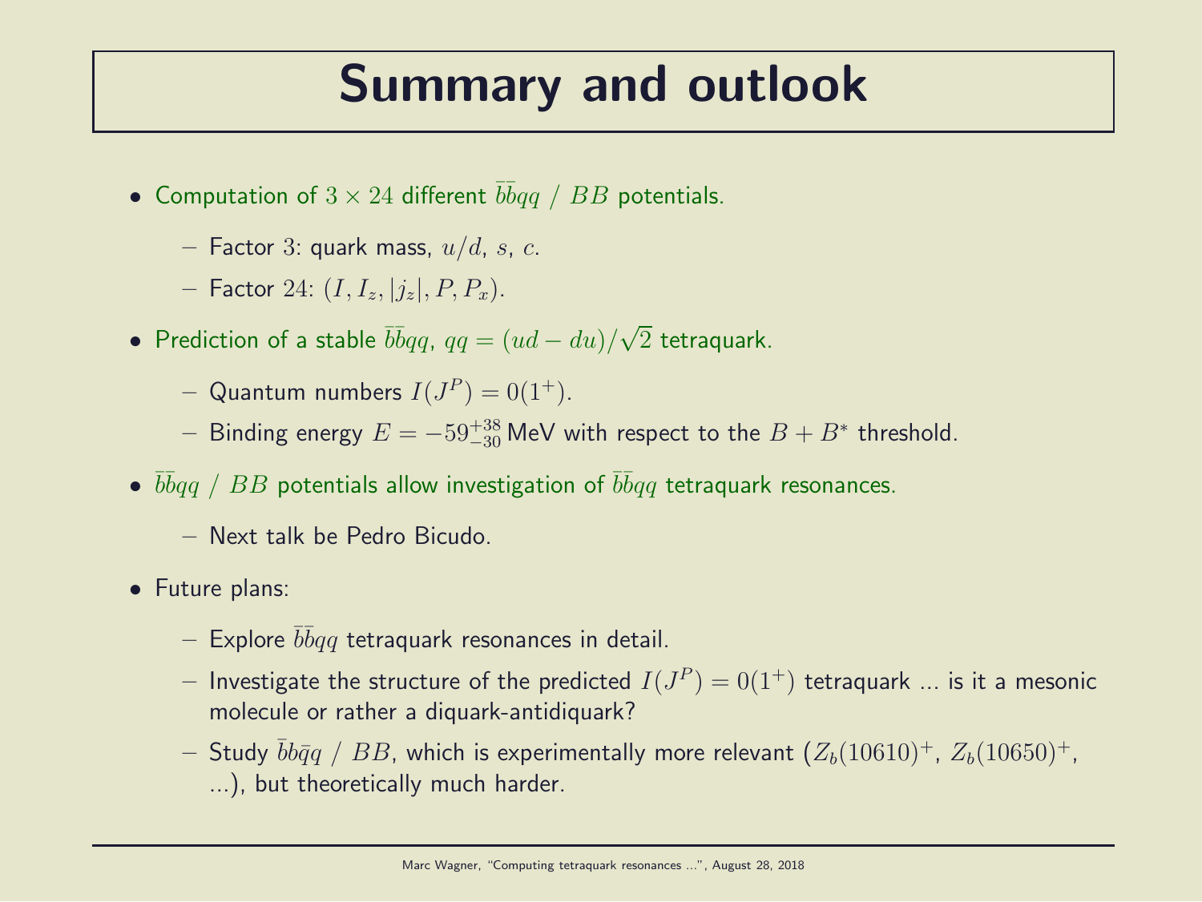# Summary and outlook

- Computation of $3 \times 24$ different $\bar{b}\bar{b}qq$ / $BB$ potentials.
  - Factor 3: quark mass, $u/d$, $s$, $c$.
  - Factor 24: $(I, I_z, |j_z|, P, P_x)$.
- Prediction of a stable $\bar{b}\bar{b}qq$, $qq = (ud - du)/\sqrt{2}$ tetraquark.
  - Quantum numbers $I(J^P) = 0(1^+)$.
  - Binding energy $E = -59^{+38}_{-30}$ MeV with respect to the $B + B^*$ threshold.
- $\bar{b}\bar{b}qq$ / $BB$ potentials allow investigation of $\bar{b}\bar{b}qq$ tetraquark resonances.
  - Next talk be Pedro Bicudo.
- Future plans:
  - Explore $\bar{b}\bar{b}qq$ tetraquark resonances in detail.
  - Investigate the structure of the predicted $I(J^P) = 0(1^+)$ tetraquark ... is it a mesonic molecule or rather a diquark-antidiquark?
  - Study $\bar{b}b\bar{q}q$ / $BB$, which is experimentally more relevant ($Z_b(10610)^+$, $Z_b(10650)^+$, ...), but theoretically much harder.